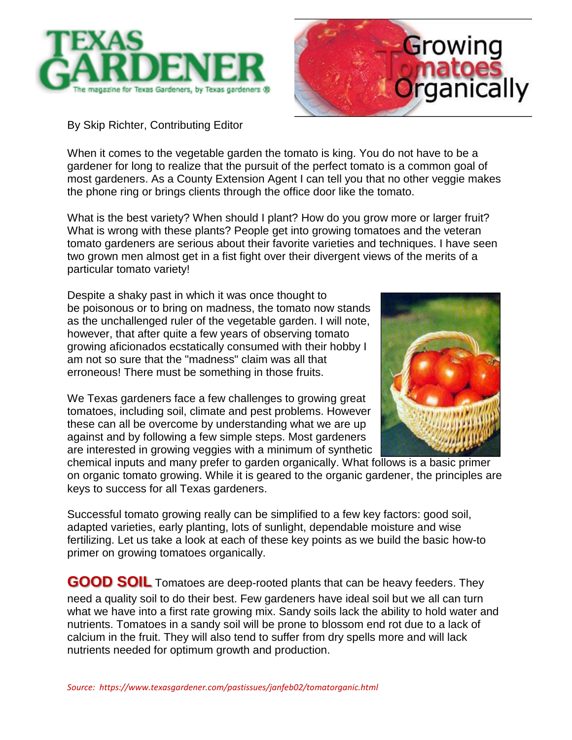# Texas Gardener

*The magazine for Texas Gardeners, by Texas gardeners*

# Growing Tomatoes Organically

By Skip Richter, Contributing Editor

When it comes to the vegetable garden the tomato is king. You do not have to be a gardener for long to realize that the pursuit of the perfect tomato is a common goal of most gardeners. As a County Extension Agent I can tell you that no other veggie makes the phone ring or brings clients through the office door like the tomato.

What is the best variety? When should I plant? How do you grow more or larger fruit? What is wrong with these plants? People get into growing tomatoes and the veteran tomato gardeners are serious about their favorite varieties and techniques. I have seen two grown men almost get in a fist fight over their divergent views of the merits of a particular tomato variety!

Despite a shaky past in which it was once thought to be poisonous or to bring on madness, the tomato now stands as the unchallenged ruler of the vegetable garden. I will note, however, that after quite a few years of observing tomato growing aficionados ecstatically consumed with their hobby I am not so sure that the "madness" claim was all that erroneous! There must be something in those fruits.

We Texas gardeners face a few challenges to growing great tomatoes, including soil, climate and pest problems. However these can all be overcome by understanding what we are up against and by following a few simple steps. Most gardeners are interested in growing veggies with a minimum of synthetic chemical inputs and many prefer to garden organically. What follows is a basic primer on organic tomato growing. While it is geared to the organic gardener, the principles are keys to success for all Texas gardeners.

Successful tomato growing really can be simplified to a few key factors: good soil, adapted varieties, early planting, lots of sunlight, dependable moisture and wise fertilizing. Let us take a look at each of these key points as we build the basic how-to primer on growing tomatoes organically.

**GOOD SOIL** Tomatoes are deep-rooted plants that can be heavy feeders. They need a quality soil to do their best. Few gardeners have ideal soil but we all can turn what we have into a first rate growing mix. Sandy soils lack the ability to hold water and nutrients. Tomatoes in a sandy soil will be prone to blossom end rot due to a lack of calcium in the fruit. They will also tend to suffer from dry spells more and will lack nutrients needed for optimum growth and production.

*Source: https://www.texasgardener.com/pastissues/janfeb02/tomatorganic.html*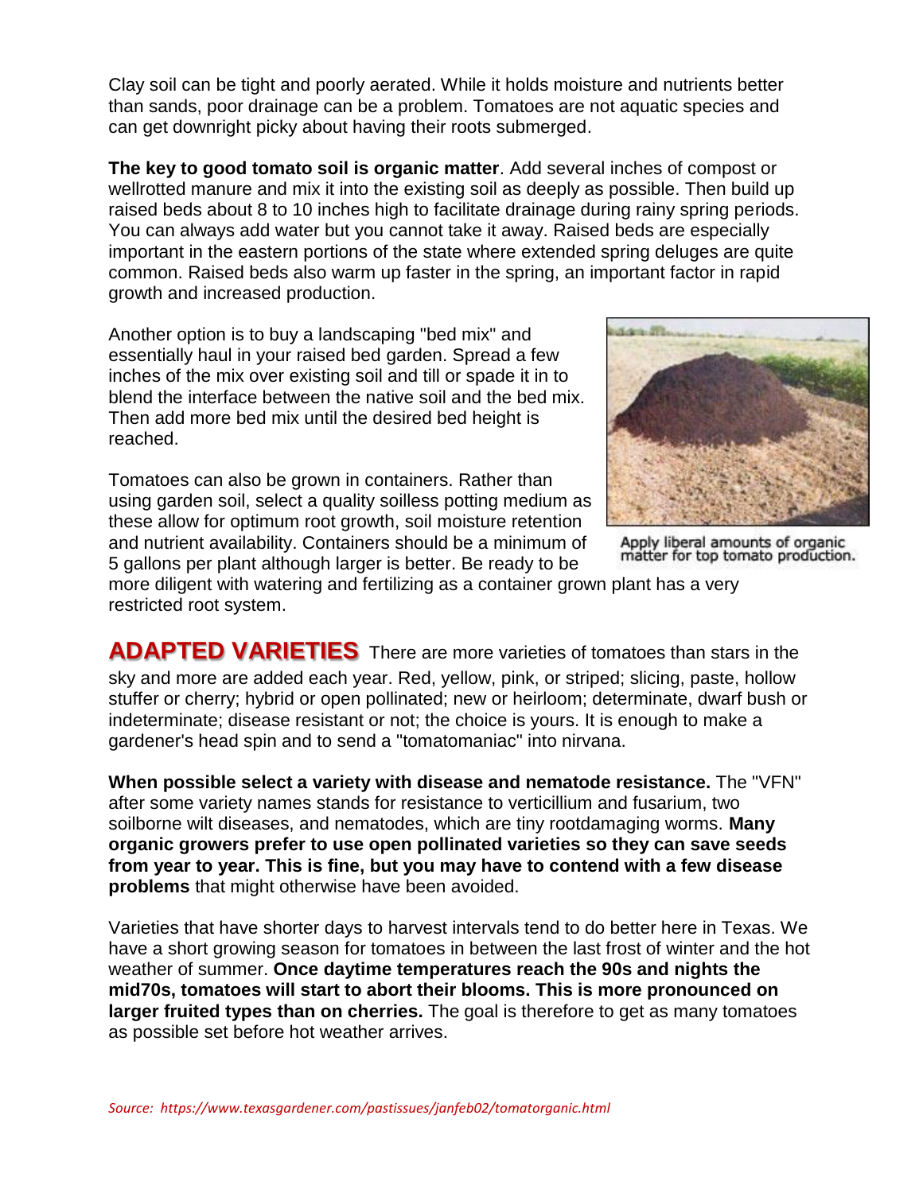Clay soil can be tight and poorly aerated. While it holds moisture and nutrients better than sands, poor drainage can be a problem. Tomatoes are not aquatic species and can get downright picky about having their roots submerged.

**The key to good tomato soil is organic matter**. Add several inches of compost or wellrotted manure and mix it into the existing soil as deeply as possible. Then build up raised beds about 8 to 10 inches high to facilitate drainage during rainy spring periods. You can always add water but you cannot take it away. Raised beds are especially important in the eastern portions of the state where extended spring deluges are quite common. Raised beds also warm up faster in the spring, an important factor in rapid growth and increased production.

Another option is to buy a landscaping "bed mix" and essentially haul in your raised bed garden. Spread a few inches of the mix over existing soil and till or spade it in to blend the interface between the native soil and the bed mix. Then add more bed mix until the desired bed height is reached.

Apply liberal amounts of organic matter for top tomato production.

Tomatoes can also be grown in containers. Rather than using garden soil, select a quality soilless potting medium as these allow for optimum root growth, soil moisture retention and nutrient availability. Containers should be a minimum of 5 gallons per plant although larger is better. Be ready to be more diligent with watering and fertilizing as a container grown plant has a very restricted root system.

## ADAPTED VARIETIES

There are more varieties of tomatoes than stars in the sky and more are added each year. Red, yellow, pink, or striped; slicing, paste, hollow stuffer or cherry; hybrid or open pollinated; new or heirloom; determinate, dwarf bush or indeterminate; disease resistant or not; the choice is yours. It is enough to make a gardener's head spin and to send a "tomatomaniac" into nirvana.

**When possible select a variety with disease and nematode resistance.** The "VFN" after some variety names stands for resistance to verticillium and fusarium, two soilborne wilt diseases, and nematodes, which are tiny rootdamaging worms. **Many organic growers prefer to use open pollinated varieties so they can save seeds from year to year. This is fine, but you may have to contend with a few disease problems** that might otherwise have been avoided.

Varieties that have shorter days to harvest intervals tend to do better here in Texas. We have a short growing season for tomatoes in between the last frost of winter and the hot weather of summer. **Once daytime temperatures reach the 90s and nights the mid70s, tomatoes will start to abort their blooms. This is more pronounced on larger fruited types than on cherries.** The goal is therefore to get as many tomatoes as possible set before hot weather arrives.

*Source: https://www.texasgardener.com/pastissues/janfeb02/tomatorganic.html*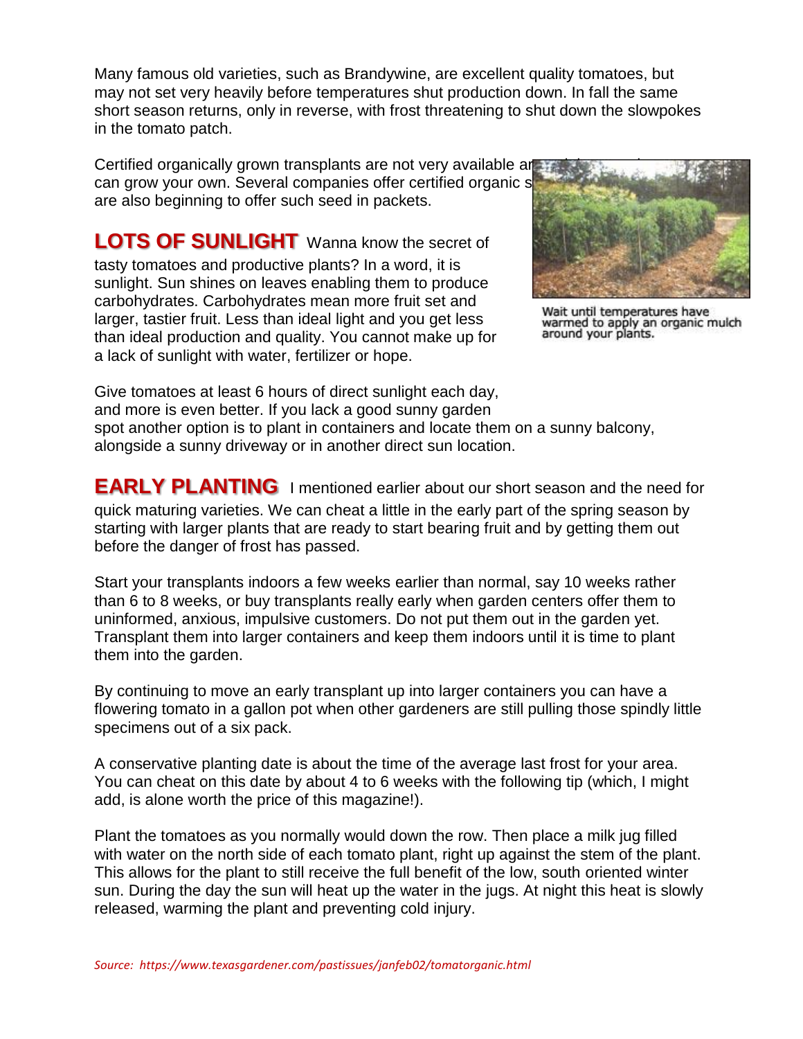Many famous old varieties, such as Brandywine, are excellent quality tomatoes, but may not set very heavily before temperatures shut production down. In fall the same short season returns, only in reverse, with frost threatening to shut down the slowpokes in the tomato patch.

Certified organically grown transplants are not very available ar... can grow your own. Several companies offer certified organic s... are also beginning to offer such seed in packets.

Wait until temperatures have warmed to apply an organic mulch around your plants.

**LOTS OF SUNLIGHT** Wanna know the secret of tasty tomatoes and productive plants? In a word, it is sunlight. Sun shines on leaves enabling them to produce carbohydrates. Carbohydrates mean more fruit set and larger, tastier fruit. Less than ideal light and you get less than ideal production and quality. You cannot make up for a lack of sunlight with water, fertilizer or hope.

Give tomatoes at least 6 hours of direct sunlight each day, and more is even better. If you lack a good sunny garden spot another option is to plant in containers and locate them on a sunny balcony, alongside a sunny driveway or in another direct sun location.

**EARLY PLANTING** I mentioned earlier about our short season and the need for quick maturing varieties. We can cheat a little in the early part of the spring season by starting with larger plants that are ready to start bearing fruit and by getting them out before the danger of frost has passed.

Start your transplants indoors a few weeks earlier than normal, say 10 weeks rather than 6 to 8 weeks, or buy transplants really early when garden centers offer them to uninformed, anxious, impulsive customers. Do not put them out in the garden yet. Transplant them into larger containers and keep them indoors until it is time to plant them into the garden.

By continuing to move an early transplant up into larger containers you can have a flowering tomato in a gallon pot when other gardeners are still pulling those spindly little specimens out of a six pack.

A conservative planting date is about the time of the average last frost for your area. You can cheat on this date by about 4 to 6 weeks with the following tip (which, I might add, is alone worth the price of this magazine!).

Plant the tomatoes as you normally would down the row. Then place a milk jug filled with water on the north side of each tomato plant, right up against the stem of the plant. This allows for the plant to still receive the full benefit of the low, south oriented winter sun. During the day the sun will heat up the water in the jugs. At night this heat is slowly released, warming the plant and preventing cold injury.

*Source: https://www.texasgardener.com/pastissues/janfeb02/tomatorganic.html*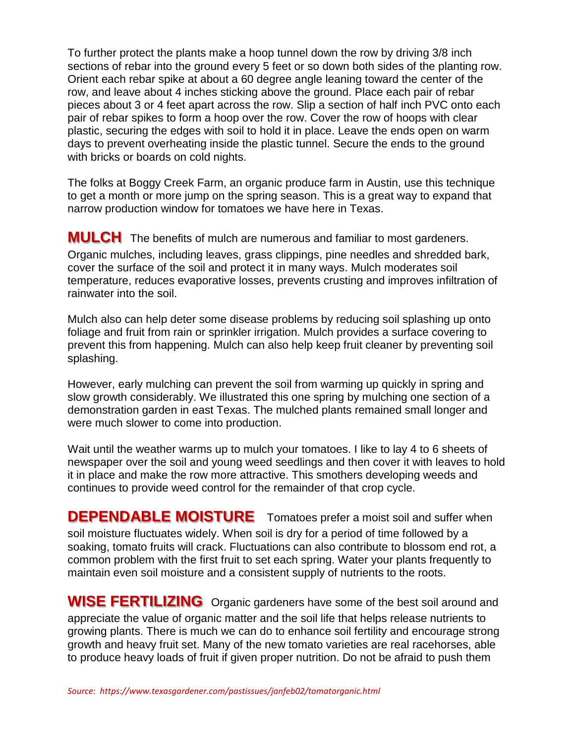To further protect the plants make a hoop tunnel down the row by driving 3/8 inch sections of rebar into the ground every 5 feet or so down both sides of the planting row. Orient each rebar spike at about a 60 degree angle leaning toward the center of the row, and leave about 4 inches sticking above the ground. Place each pair of rebar pieces about 3 or 4 feet apart across the row. Slip a section of half inch PVC onto each pair of rebar spikes to form a hoop over the row. Cover the row of hoops with clear plastic, securing the edges with soil to hold it in place. Leave the ends open on warm days to prevent overheating inside the plastic tunnel. Secure the ends to the ground with bricks or boards on cold nights.

The folks at Boggy Creek Farm, an organic produce farm in Austin, use this technique to get a month or more jump on the spring season. This is a great way to expand that narrow production window for tomatoes we have here in Texas.

**MULCH** The benefits of mulch are numerous and familiar to most gardeners. Organic mulches, including leaves, grass clippings, pine needles and shredded bark, cover the surface of the soil and protect it in many ways. Mulch moderates soil temperature, reduces evaporative losses, prevents crusting and improves infiltration of rainwater into the soil.

Mulch also can help deter some disease problems by reducing soil splashing up onto foliage and fruit from rain or sprinkler irrigation. Mulch provides a surface covering to prevent this from happening. Mulch can also help keep fruit cleaner by preventing soil splashing.

However, early mulching can prevent the soil from warming up quickly in spring and slow growth considerably. We illustrated this one spring by mulching one section of a demonstration garden in east Texas. The mulched plants remained small longer and were much slower to come into production.

Wait until the weather warms up to mulch your tomatoes. I like to lay 4 to 6 sheets of newspaper over the soil and young weed seedlings and then cover it with leaves to hold it in place and make the row more attractive. This smothers developing weeds and continues to provide weed control for the remainder of that crop cycle.

**DEPENDABLE MOISTURE** Tomatoes prefer a moist soil and suffer when soil moisture fluctuates widely. When soil is dry for a period of time followed by a soaking, tomato fruits will crack. Fluctuations can also contribute to blossom end rot, a common problem with the first fruit to set each spring. Water your plants frequently to maintain even soil moisture and a consistent supply of nutrients to the roots.

**WISE FERTILIZING** Organic gardeners have some of the best soil around and appreciate the value of organic matter and the soil life that helps release nutrients to growing plants. There is much we can do to enhance soil fertility and encourage strong growth and heavy fruit set. Many of the new tomato varieties are real racehorses, able to produce heavy loads of fruit if given proper nutrition. Do not be afraid to push them

*Source: https://www.texasgardener.com/pastissues/janfeb02/tomatorganic.html*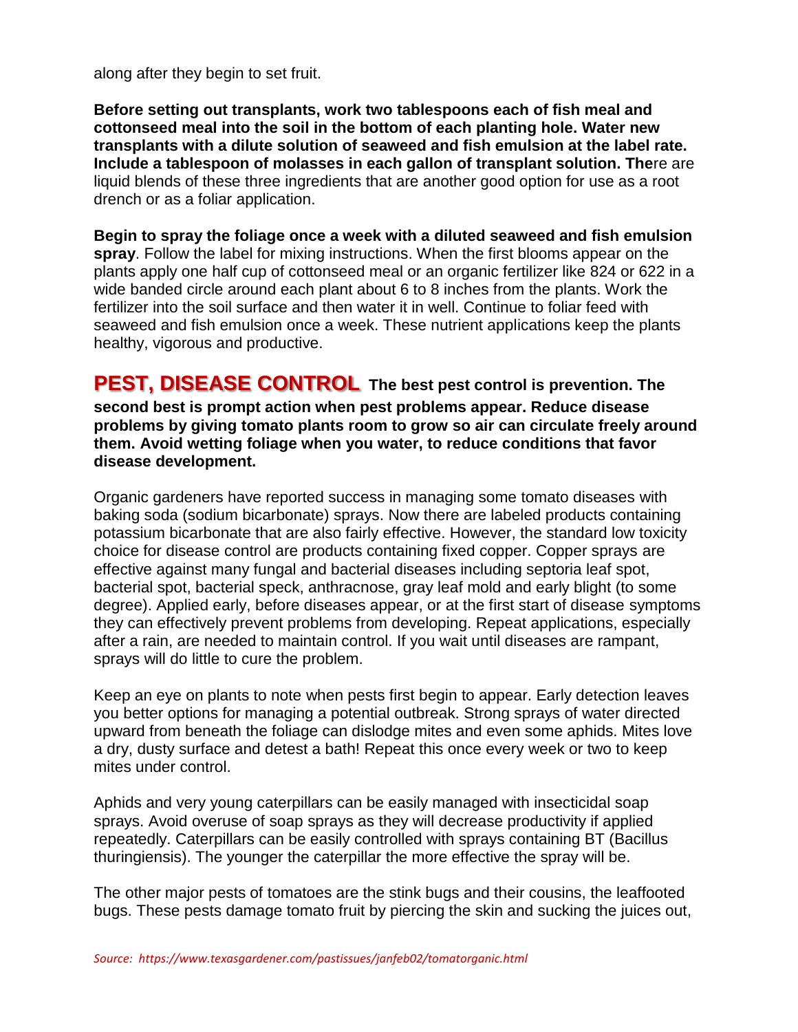along after they begin to set fruit.

**Before setting out transplants, work two tablespoons each of fish meal and cottonseed meal into the soil in the bottom of each planting hole. Water new transplants with a dilute solution of seaweed and fish emulsion at the label rate. Include a tablespoon of molasses in each gallon of transplant solution. The**re are liquid blends of these three ingredients that are another good option for use as a root drench or as a foliar application.

**Begin to spray the foliage once a week with a diluted seaweed and fish emulsion spray**. Follow the label for mixing instructions. When the first blooms appear on the plants apply one half cup of cottonseed meal or an organic fertilizer like 824 or 622 in a wide banded circle around each plant about 6 to 8 inches from the plants. Work the fertilizer into the soil surface and then water it in well. Continue to foliar feed with seaweed and fish emulsion once a week. These nutrient applications keep the plants healthy, vigorous and productive.

## PEST, DISEASE CONTROL

**The best pest control is prevention. The second best is prompt action when pest problems appear. Reduce disease problems by giving tomato plants room to grow so air can circulate freely around them. Avoid wetting foliage when you water, to reduce conditions that favor disease development.**

Organic gardeners have reported success in managing some tomato diseases with baking soda (sodium bicarbonate) sprays. Now there are labeled products containing potassium bicarbonate that are also fairly effective. However, the standard low toxicity choice for disease control are products containing fixed copper. Copper sprays are effective against many fungal and bacterial diseases including septoria leaf spot, bacterial spot, bacterial speck, anthracnose, gray leaf mold and early blight (to some degree). Applied early, before diseases appear, or at the first start of disease symptoms they can effectively prevent problems from developing. Repeat applications, especially after a rain, are needed to maintain control. If you wait until diseases are rampant, sprays will do little to cure the problem.

Keep an eye on plants to note when pests first begin to appear. Early detection leaves you better options for managing a potential outbreak. Strong sprays of water directed upward from beneath the foliage can dislodge mites and even some aphids. Mites love a dry, dusty surface and detest a bath! Repeat this once every week or two to keep mites under control.

Aphids and very young caterpillars can be easily managed with insecticidal soap sprays. Avoid overuse of soap sprays as they will decrease productivity if applied repeatedly. Caterpillars can be easily controlled with sprays containing BT (Bacillus thuringiensis). The younger the caterpillar the more effective the spray will be.

The other major pests of tomatoes are the stink bugs and their cousins, the leaffooted bugs. These pests damage tomato fruit by piercing the skin and sucking the juices out,

*Source: https://www.texasgardener.com/pastissues/janfeb02/tomatorganic.html*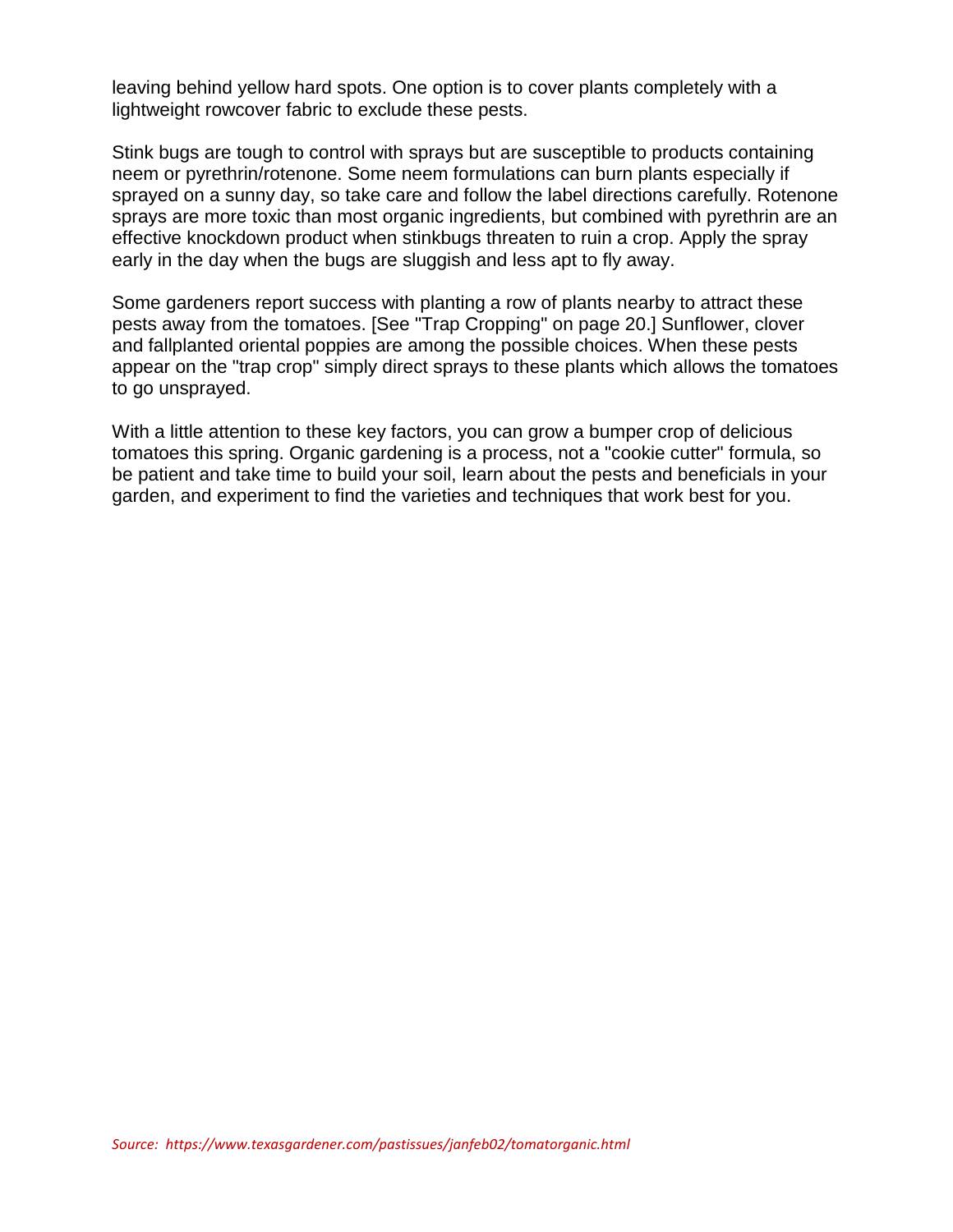leaving behind yellow hard spots. One option is to cover plants completely with a lightweight rowcover fabric to exclude these pests.

Stink bugs are tough to control with sprays but are susceptible to products containing neem or pyrethrin/rotenone. Some neem formulations can burn plants especially if sprayed on a sunny day, so take care and follow the label directions carefully. Rotenone sprays are more toxic than most organic ingredients, but combined with pyrethrin are an effective knockdown product when stinkbugs threaten to ruin a crop. Apply the spray early in the day when the bugs are sluggish and less apt to fly away.

Some gardeners report success with planting a row of plants nearby to attract these pests away from the tomatoes. [See "Trap Cropping" on page 20.] Sunflower, clover and fallplanted oriental poppies are among the possible choices. When these pests appear on the "trap crop" simply direct sprays to these plants which allows the tomatoes to go unsprayed.

With a little attention to these key factors, you can grow a bumper crop of delicious tomatoes this spring. Organic gardening is a process, not a "cookie cutter" formula, so be patient and take time to build your soil, learn about the pests and beneficials in your garden, and experiment to find the varieties and techniques that work best for you.

*Source: https://www.texasgardener.com/pastissues/janfeb02/tomatorganic.html*